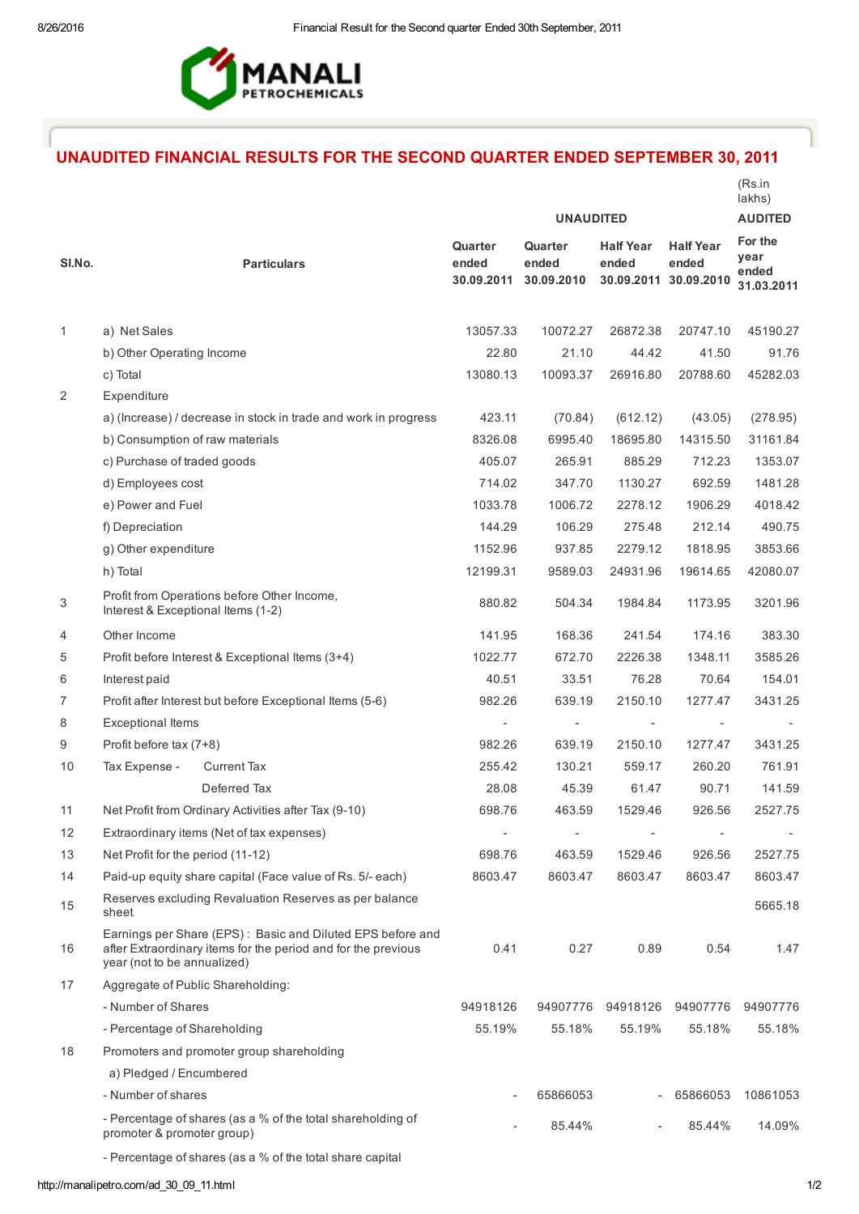# UNAUDITED FINANCIAL RESULTS FOR THE SECOND QUARTER ENDED SEPTEMBER 30, 2011

(Rs.in lakhs)

| Sl.No. | Particulars | Quarter ended 30.09.2011 | Quarter ended 30.09.2010 | Half Year ended 30.09.2011 | Half Year ended 30.09.2010 | For the year ended 31.03.2011 |
|---|---|---|---|---|---|---|
| | | UNAUDITED | | | | AUDITED |
| 1 | a) Net Sales | 13057.33 | 10072.27 | 26872.38 | 20747.10 | 45190.27 |
| | b) Other Operating Income | 22.80 | 21.10 | 44.42 | 41.50 | 91.76 |
| | c) Total | 13080.13 | 10093.37 | 26916.80 | 20788.60 | 45282.03 |
| 2 | Expenditure | | | | | |
| | a) (Increase) / decrease in stock in trade and work in progress | 423.11 | (70.84) | (612.12) | (43.05) | (278.95) |
| | b) Consumption of raw materials | 8326.08 | 6995.40 | 18695.80 | 14315.50 | 31161.84 |
| | c) Purchase of traded goods | 405.07 | 265.91 | 885.29 | 712.23 | 1353.07 |
| | d) Employees cost | 714.02 | 347.70 | 1130.27 | 692.59 | 1481.28 |
| | e) Power and Fuel | 1033.78 | 1006.72 | 2278.12 | 1906.29 | 4018.42 |
| | f) Depreciation | 144.29 | 106.29 | 275.48 | 212.14 | 490.75 |
| | g) Other expenditure | 1152.96 | 937.85 | 2279.12 | 1818.95 | 3853.66 |
| | h) Total | 12199.31 | 9589.03 | 24931.96 | 19614.65 | 42080.07 |
| 3 | Profit from Operations before Other Income, Interest & Exceptional Items (1-2) | 880.82 | 504.34 | 1984.84 | 1173.95 | 3201.96 |
| 4 | Other Income | 141.95 | 168.36 | 241.54 | 174.16 | 383.30 |
| 5 | Profit before Interest & Exceptional Items (3+4) | 1022.77 | 672.70 | 2226.38 | 1348.11 | 3585.26 |
| 6 | Interest paid | 40.51 | 33.51 | 76.28 | 70.64 | 154.01 |
| 7 | Profit after Interest but before Exceptional Items (5-6) | 982.26 | 639.19 | 2150.10 | 1277.47 | 3431.25 |
| 8 | Exceptional Items | - | - | - | - | - |
| 9 | Profit before tax (7+8) | 982.26 | 639.19 | 2150.10 | 1277.47 | 3431.25 |
| 10 | Tax Expense - Current Tax | 255.42 | 130.21 | 559.17 | 260.20 | 761.91 |
| | Deferred Tax | 28.08 | 45.39 | 61.47 | 90.71 | 141.59 |
| 11 | Net Profit from Ordinary Activities after Tax (9-10) | 698.76 | 463.59 | 1529.46 | 926.56 | 2527.75 |
| 12 | Extraordinary items (Net of tax expenses) | - | - | - | - | - |
| 13 | Net Profit for the period (11-12) | 698.76 | 463.59 | 1529.46 | 926.56 | 2527.75 |
| 14 | Paid-up equity share capital (Face value of Rs. 5/- each) | 8603.47 | 8603.47 | 8603.47 | 8603.47 | 8603.47 |
| 15 | Reserves excluding Revaluation Reserves as per balance sheet | | | | | 5665.18 |
| 16 | Earnings per Share (EPS) : Basic and Diluted EPS before and after Extraordinary items for the period and for the previous year (not to be annualized) | 0.41 | 0.27 | 0.89 | 0.54 | 1.47 |
| 17 | Aggregate of Public Shareholding: | | | | | |
| | - Number of Shares | 94918126 | 94907776 | 94918126 | 94907776 | 94907776 |
| | - Percentage of Shareholding | 55.19% | 55.18% | 55.19% | 55.18% | 55.18% |
| 18 | Promoters and promoter group shareholding | | | | | |
| | a) Pledged / Encumbered | | | | | |
| | - Number of shares | - | 65866053 | - | 65866053 | 10861053 |
| | - Percentage of shares (as a % of the total shareholding of promoter & promoter group) | - | 85.44% | - | 85.44% | 14.09% |
| | - Percentage of shares (as a % of the total share capital | | | | | |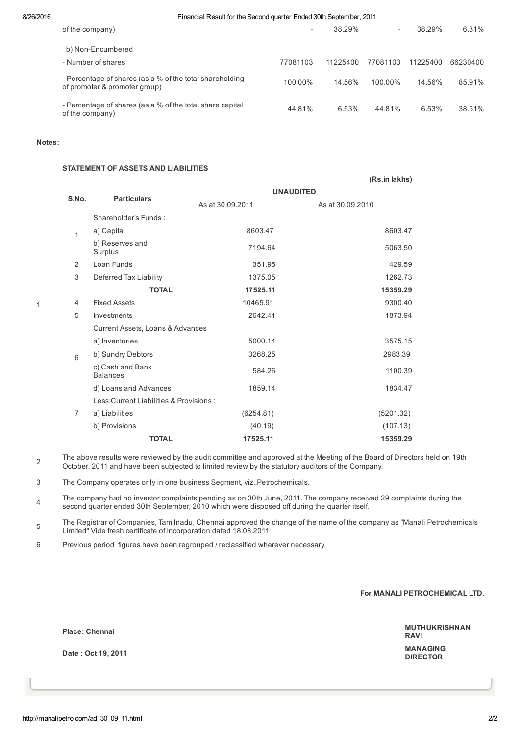| | | | | | |
|---|---|---|---|---|---|
| of the company) | - | 38.29% | - | 38.29% | 6.31% |
| b) Non-Encumbered | | | | | |
| - Number of shares | 77081103 | 11225400 | 77081103 | 11225400 | 66230400 |
| - Percentage of shares (as a % of the total shareholding of promoter & promoter group) | 100.00% | 14.56% | 100.00% | 14.56% | 85.91% |
| - Percentage of shares (as a % of the total share capital of the company) | 44.81% | 6.53% | 44.81% | 6.53% | 38.51% |

**Notes:**

1 **STATEMENT OF ASSETS AND LIABILITIES**

(Rs.in lakhs)

| S.No. | Particulars | UNAUDITED As at 30.09.2011 | UNAUDITED As at 30.09.2010 |
|---|---|---|---|
| 1 | Shareholder's Funds : | | |
| | a) Capital | 8603.47 | 8603.47 |
| | b) Reserves and Surplus | 7194.64 | 5063.50 |
| 2 | Loan Funds | 351.95 | 429.59 |
| 3 | Deferred Tax Liability | 1375.05 | 1262.73 |
| | **TOTAL** | **17525.11** | **15359.29** |
| 4 | Fixed Assets | 10465.91 | 9300.40 |
| 5 | Investments | 2642.41 | 1873.94 |
| 6 | Current Assets, Loans & Advances | | |
| | a) Inventories | 5000.14 | 3575.15 |
| | b) Sundry Debtors | 3268.25 | 2983.39 |
| | c) Cash and Bank Balances | 584.26 | 1100.39 |
| | d) Loans and Advances | 1859.14 | 1834.47 |
| 7 | Less:Current Liabilities & Provisions : | | |
| | a) Liabilities | (6254.81) | (5201.32) |
| | b) Provisions | (40.19) | (107.13) |
| | **TOTAL** | **17525.11** | **15359.29** |

2 The above results were reviewed by the audit committee and approved at the Meeting of the Board of Directors held on 19th October, 2011 and have been subjected to limited review by the statutory auditors of the Company.

3 The Company operates only in one business Segment, viz.,Petrochemicals.

4 The company had no investor complaints pending as on 30th June, 2011. The company received 29 complaints during the second quarter ended 30th September, 2010 which were disposed off during the quarter itself.

5 The Registrar of Companies, Tamilnadu, Chennai approved the change of the name of the company as "Manali Petrochemicals Limited" Vide fresh certificate of Incorporation dated 18.08.2011

6 Previous period figures have been regrouped / reclassified wherever necessary.

**For MANALI PETROCHEMICAL LTD.**

**Place: Chennai**

**Date : Oct 19, 2011**

**MUTHUKRISHNAN RAVI**

**MANAGING DIRECTOR**